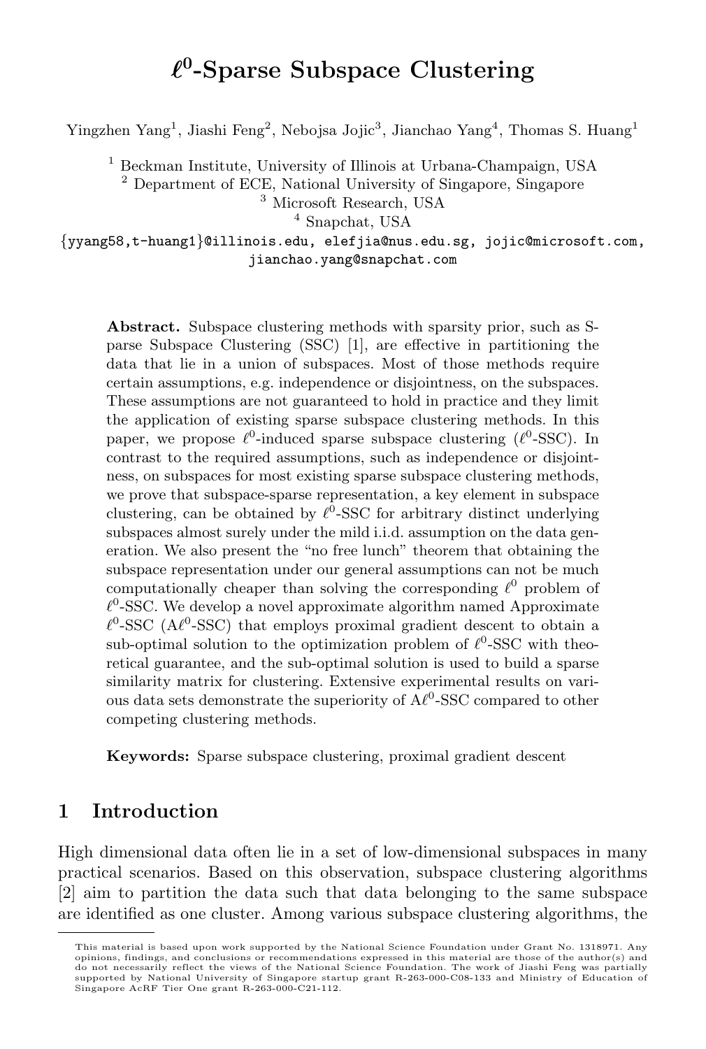# $\ell^0$-Sparse Subspace Clustering

Yingzhen Yang[1], Jiashi Feng[2], Nebojsa Jojic[3], Jianchao Yang[4], Thomas S. Huang[1]

[1] Beckman Institute, University of Illinois at Urbana-Champaign, USA
[2] Department of ECE, National University of Singapore, Singapore
[3] Microsoft Research, USA
[4] Snapchat, USA

{yyang58,t-huang1}@illinois.edu, elefjia@nus.edu.sg, jojic@microsoft.com, jianchao.yang@snapchat.com

**Abstract.** Subspace clustering methods with sparsity prior, such as Sparse Subspace Clustering (SSC) [1], are effective in partitioning the data that lie in a union of subspaces. Most of those methods require certain assumptions, e.g. independence or disjointness, on the subspaces. These assumptions are not guaranteed to hold in practice and they limit the application of existing sparse subspace clustering methods. In this paper, we propose $\ell^0$-induced sparse subspace clustering ($\ell^0$-SSC). In contrast to the required assumptions, such as independence or disjointness, on subspaces for most existing sparse subspace clustering methods, we prove that subspace-sparse representation, a key element in subspace clustering, can be obtained by $\ell^0$-SSC for arbitrary distinct underlying subspaces almost surely under the mild i.i.d. assumption on the data generation. We also present the "no free lunch" theorem that obtaining the subspace representation under our general assumptions can not be much computationally cheaper than solving the corresponding $\ell^0$ problem of $\ell^0$-SSC. We develop a novel approximate algorithm named Approximate $\ell^0$-SSC (A$\ell^0$-SSC) that employs proximal gradient descent to obtain a sub-optimal solution to the optimization problem of $\ell^0$-SSC with theoretical guarantee, and the sub-optimal solution is used to build a sparse similarity matrix for clustering. Extensive experimental results on various data sets demonstrate the superiority of A$\ell^0$-SSC compared to other competing clustering methods.

**Keywords:** Sparse subspace clustering, proximal gradient descent

## 1 Introduction

High dimensional data often lie in a set of low-dimensional subspaces in many practical scenarios. Based on this observation, subspace clustering algorithms [2] aim to partition the data such that data belonging to the same subspace are identified as one cluster. Among various subspace clustering algorithms, the

This material is based upon work supported by the National Science Foundation under Grant No. 1318971. Any opinions, findings, and conclusions or recommendations expressed in this material are those of the author(s) and do not necessarily reflect the views of the National Science Foundation. The work of Jiashi Feng was partially supported by National University of Singapore startup grant R-263-000-C08-133 and Ministry of Education of Singapore AcRF Tier One grant R-263-000-C21-112.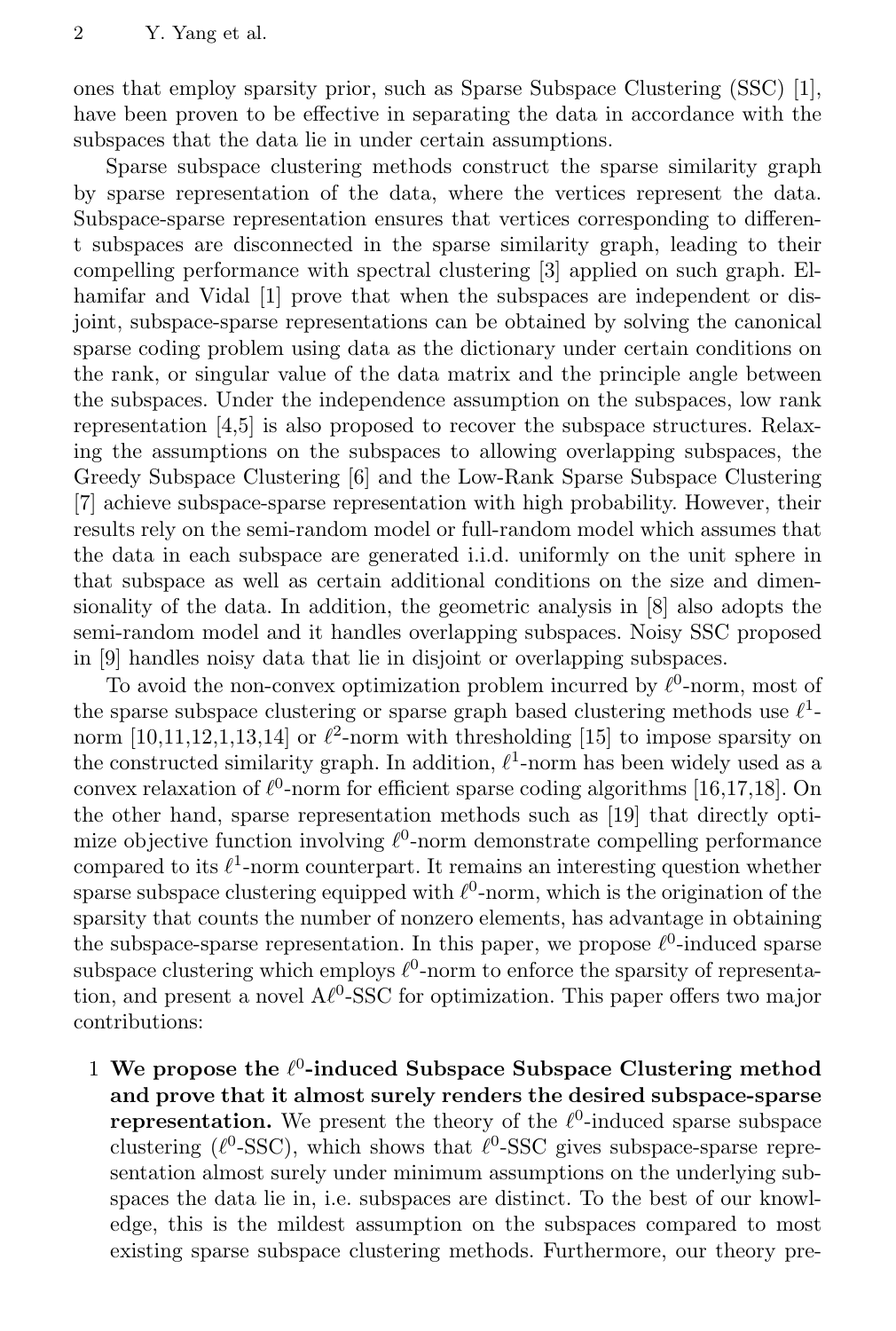ones that employ sparsity prior, such as Sparse Subspace Clustering (SSC) [1], have been proven to be effective in separating the data in accordance with the subspaces that the data lie in under certain assumptions.

Sparse subspace clustering methods construct the sparse similarity graph by sparse representation of the data, where the vertices represent the data. Subspace-sparse representation ensures that vertices corresponding to different subspaces are disconnected in the sparse similarity graph, leading to their compelling performance with spectral clustering [3] applied on such graph. Elhamifar and Vidal [1] prove that when the subspaces are independent or disjoint, subspace-sparse representations can be obtained by solving the canonical sparse coding problem using data as the dictionary under certain conditions on the rank, or singular value of the data matrix and the principle angle between the subspaces. Under the independence assumption on the subspaces, low rank representation [4,5] is also proposed to recover the subspace structures. Relaxing the assumptions on the subspaces to allowing overlapping subspaces, the Greedy Subspace Clustering [6] and the Low-Rank Sparse Subspace Clustering [7] achieve subspace-sparse representation with high probability. However, their results rely on the semi-random model or full-random model which assumes that the data in each subspace are generated i.i.d. uniformly on the unit sphere in that subspace as well as certain additional conditions on the size and dimensionality of the data. In addition, the geometric analysis in [8] also adopts the semi-random model and it handles overlapping subspaces. Noisy SSC proposed in [9] handles noisy data that lie in disjoint or overlapping subspaces.

To avoid the non-convex optimization problem incurred by $\ell^0$-norm, most of the sparse subspace clustering or sparse graph based clustering methods use $\ell^1$-norm [10,11,12,1,13,14] or $\ell^2$-norm with thresholding [15] to impose sparsity on the constructed similarity graph. In addition, $\ell^1$-norm has been widely used as a convex relaxation of $\ell^0$-norm for efficient sparse coding algorithms [16,17,18]. On the other hand, sparse representation methods such as [19] that directly optimize objective function involving $\ell^0$-norm demonstrate compelling performance compared to its $\ell^1$-norm counterpart. It remains an interesting question whether sparse subspace clustering equipped with $\ell^0$-norm, which is the origination of the sparsity that counts the number of nonzero elements, has advantage in obtaining the subspace-sparse representation. In this paper, we propose $\ell^0$-induced sparse subspace clustering which employs $\ell^0$-norm to enforce the sparsity of representation, and present a novel A$\ell^0$-SSC for optimization. This paper offers two major contributions:

1 **We propose the $\ell^0$-induced Subspace Subspace Clustering method and prove that it almost surely renders the desired subspace-sparse representation.** We present the theory of the $\ell^0$-induced sparse subspace clustering ($\ell^0$-SSC), which shows that $\ell^0$-SSC gives subspace-sparse representation almost surely under minimum assumptions on the underlying subspaces the data lie in, i.e. subspaces are distinct. To the best of our knowledge, this is the mildest assumption on the subspaces compared to most existing sparse subspace clustering methods. Furthermore, our theory pre-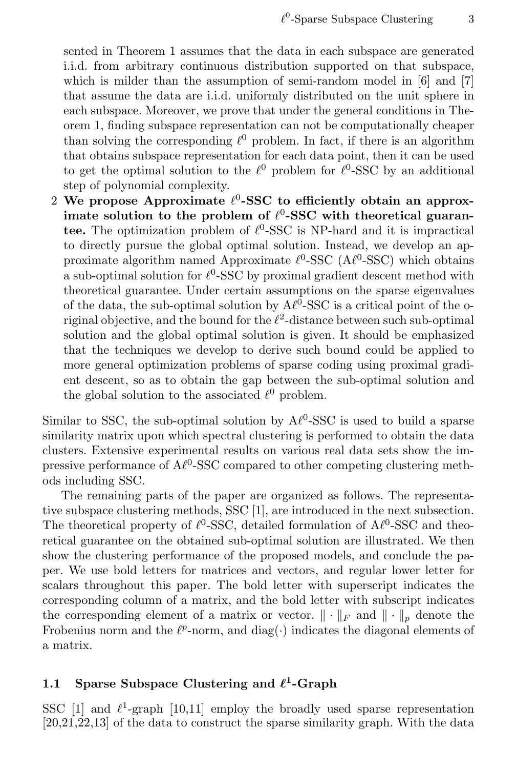sented in Theorem 1 assumes that the data in each subspace are generated i.i.d. from arbitrary continuous distribution supported on that subspace, which is milder than the assumption of semi-random model in [6] and [7] that assume the data are i.i.d. uniformly distributed on the unit sphere in each subspace. Moreover, we prove that under the general conditions in Theorem 1, finding subspace representation can not be computationally cheaper than solving the corresponding $\ell^0$ problem. In fact, if there is an algorithm that obtains subspace representation for each data point, then it can be used to get the optimal solution to the $\ell^0$ problem for $\ell^0$-SSC by an additional step of polynomial complexity.

2 **We propose Approximate $\ell^0$-SSC to efficiently obtain an approximate solution to the problem of $\ell^0$-SSC with theoretical guarantee.** The optimization problem of $\ell^0$-SSC is NP-hard and it is impractical to directly pursue the global optimal solution. Instead, we develop an approximate algorithm named Approximate $\ell^0$-SSC (A$\ell^0$-SSC) which obtains a sub-optimal solution for $\ell^0$-SSC by proximal gradient descent method with theoretical guarantee. Under certain assumptions on the sparse eigenvalues of the data, the sub-optimal solution by A$\ell^0$-SSC is a critical point of the original objective, and the bound for the $\ell^2$-distance between such sub-optimal solution and the global optimal solution is given. It should be emphasized that the techniques we develop to derive such bound could be applied to more general optimization problems of sparse coding using proximal gradient descent, so as to obtain the gap between the sub-optimal solution and the global solution to the associated $\ell^0$ problem.

Similar to SSC, the sub-optimal solution by A$\ell^0$-SSC is used to build a sparse similarity matrix upon which spectral clustering is performed to obtain the data clusters. Extensive experimental results on various real data sets show the impressive performance of A$\ell^0$-SSC compared to other competing clustering methods including SSC.

The remaining parts of the paper are organized as follows. The representative subspace clustering methods, SSC [1], are introduced in the next subsection. The theoretical property of $\ell^0$-SSC, detailed formulation of A$\ell^0$-SSC and theoretical guarantee on the obtained sub-optimal solution are illustrated. We then show the clustering performance of the proposed models, and conclude the paper. We use bold letters for matrices and vectors, and regular lower letter for scalars throughout this paper. The bold letter with superscript indicates the corresponding column of a matrix, and the bold letter with subscript indicates the corresponding element of a matrix or vector. $\|\cdot\|_F$ and $\|\cdot\|_p$ denote the Frobenius norm and the $\ell^p$-norm, and $\mathrm{diag}(\cdot)$ indicates the diagonal elements of a matrix.

### 1.1 Sparse Subspace Clustering and $\ell^1$-Graph

SSC [1] and $\ell^1$-graph [10,11] employ the broadly used sparse representation [20,21,22,13] of the data to construct the sparse similarity graph. With the data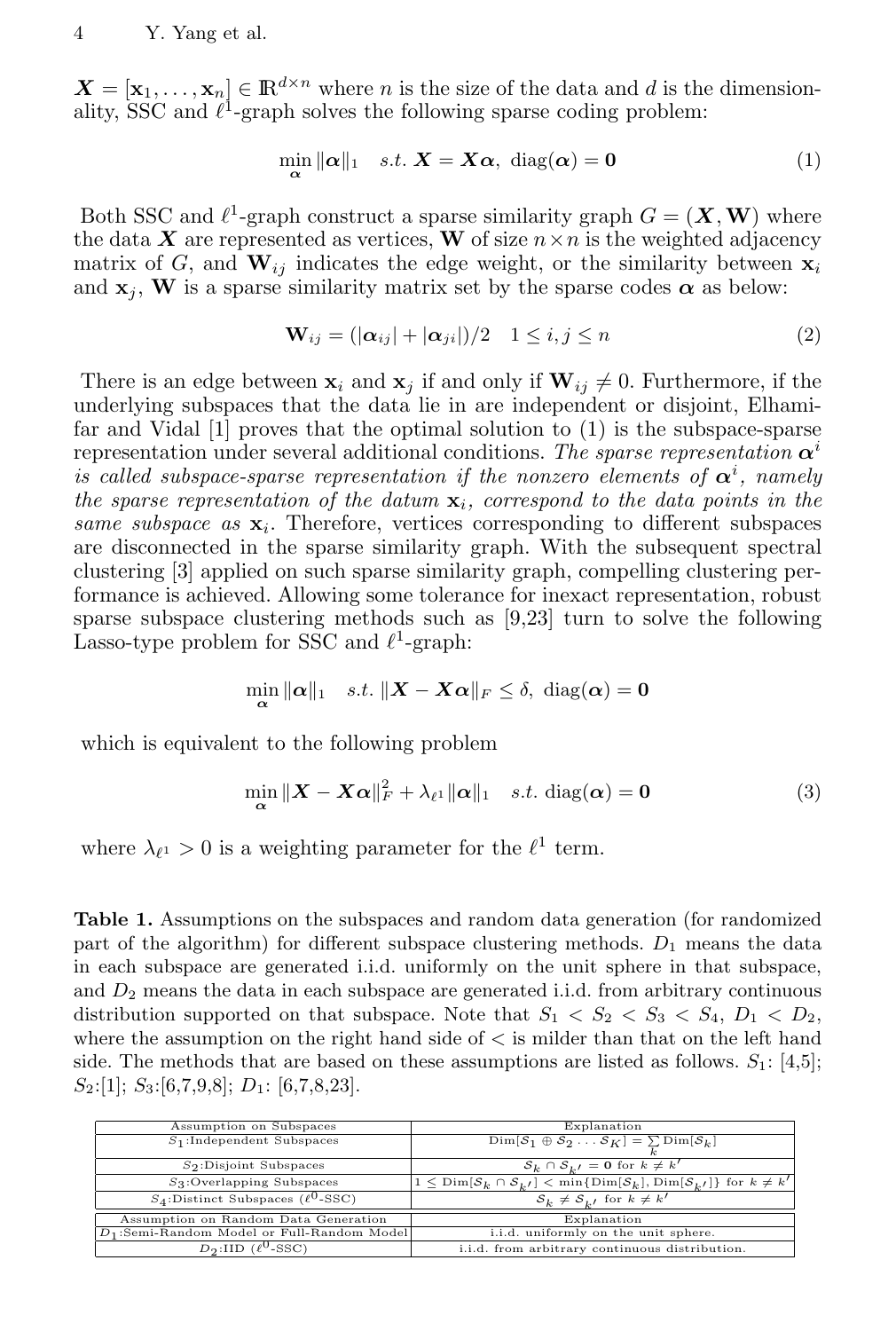$\boldsymbol{X} = [\mathbf{x}_1, \ldots, \mathbf{x}_n] \in \mathbb{R}^{d \times n}$ where $n$ is the size of the data and $d$ is the dimensionality, SSC and $\ell^1$-graph solves the following sparse coding problem:

$$\min_{\boldsymbol{\alpha}} \|\boldsymbol{\alpha}\|_1 \quad s.t.\ \boldsymbol{X} = \boldsymbol{X}\boldsymbol{\alpha},\ \operatorname{diag}(\boldsymbol{\alpha}) = \mathbf{0} \tag{1}$$

Both SSC and $\ell^1$-graph construct a sparse similarity graph $G = (\boldsymbol{X}, \mathbf{W})$ where the data $\boldsymbol{X}$ are represented as vertices, $\mathbf{W}$ of size $n \times n$ is the weighted adjacency matrix of $G$, and $\mathbf{W}_{ij}$ indicates the edge weight, or the similarity between $\mathbf{x}_i$ and $\mathbf{x}_j$, $\mathbf{W}$ is a sparse similarity matrix set by the sparse codes $\boldsymbol{\alpha}$ as below:

$$\mathbf{W}_{ij} = (|\boldsymbol{\alpha}_{ij}| + |\boldsymbol{\alpha}_{ji}|)/2 \quad 1 \le i, j \le n \tag{2}$$

There is an edge between $\mathbf{x}_i$ and $\mathbf{x}_j$ if and only if $\mathbf{W}_{ij} \neq 0$. Furthermore, if the underlying subspaces that the data lie in are independent or disjoint, Elhamifar and Vidal [1] proves that the optimal solution to (1) is the subspace-sparse representation under several additional conditions. *The sparse representation $\boldsymbol{\alpha}^i$ is called subspace-sparse representation if the nonzero elements of $\boldsymbol{\alpha}^i$, namely the sparse representation of the datum $\mathbf{x}_i$, correspond to the data points in the same subspace as $\mathbf{x}_i$.* Therefore, vertices corresponding to different subspaces are disconnected in the sparse similarity graph. With the subsequent spectral clustering [3] applied on such sparse similarity graph, compelling clustering performance is achieved. Allowing some tolerance for inexact representation, robust sparse subspace clustering methods such as [9,23] turn to solve the following Lasso-type problem for SSC and $\ell^1$-graph:

$$\min_{\boldsymbol{\alpha}} \|\boldsymbol{\alpha}\|_1 \quad s.t.\ \|\boldsymbol{X} - \boldsymbol{X}\boldsymbol{\alpha}\|_F \le \delta,\ \operatorname{diag}(\boldsymbol{\alpha}) = \mathbf{0}$$

which is equivalent to the following problem

$$\min_{\boldsymbol{\alpha}} \|\boldsymbol{X} - \boldsymbol{X}\boldsymbol{\alpha}\|_F^2 + \lambda_{\ell^1}\|\boldsymbol{\alpha}\|_1 \quad s.t.\ \operatorname{diag}(\boldsymbol{\alpha}) = \mathbf{0} \tag{3}$$

where $\lambda_{\ell^1} > 0$ is a weighting parameter for the $\ell^1$ term.

**Table 1.** Assumptions on the subspaces and random data generation (for randomized part of the algorithm) for different subspace clustering methods. $D_1$ means the data in each subspace are generated i.i.d. uniformly on the unit sphere in that subspace, and $D_2$ means the data in each subspace are generated i.i.d. from arbitrary continuous distribution supported on that subspace. Note that $S_1 < S_2 < S_3 < S_4$, $D_1 < D_2$, where the assumption on the right hand side of $<$ is milder than that on the left hand side. The methods that are based on these assumptions are listed as follows. $S_1$: [4,5]; $S_2$:[1]; $S_3$:[6,7,9,8]; $D_1$: [6,7,8,23].

| Assumption on Subspaces | Explanation |
|---|---|
| $S_1$:Independent Subspaces | $\operatorname{Dim}[\mathcal{S}_1 \oplus \mathcal{S}_2 \ldots \mathcal{S}_K] = \sum_k \operatorname{Dim}[\mathcal{S}_k]$ |
| $S_2$:Disjoint Subspaces | $\mathcal{S}_k \cap \mathcal{S}_{k'} = \mathbf{0}$ for $k \neq k'$ |
| $S_3$:Overlapping Subspaces | $1 \le \operatorname{Dim}[\mathcal{S}_k \cap \mathcal{S}_{k'}] < \min\{\operatorname{Dim}[\mathcal{S}_k], \operatorname{Dim}[\mathcal{S}_{k'}]\}$ for $k \neq k'$ |
| $S_4$:Distinct Subspaces ($\ell^0$-SSC) | $\mathcal{S}_k \neq \mathcal{S}_{k'}$ for $k \neq k'$ |
| **Assumption on Random Data Generation** | **Explanation** |
| $D_1$:Semi-Random Model or Full-Random Model | i.i.d. uniformly on the unit sphere. |
| $D_2$:IID ($\ell^0$-SSC) | i.i.d. from arbitrary continuous distribution. |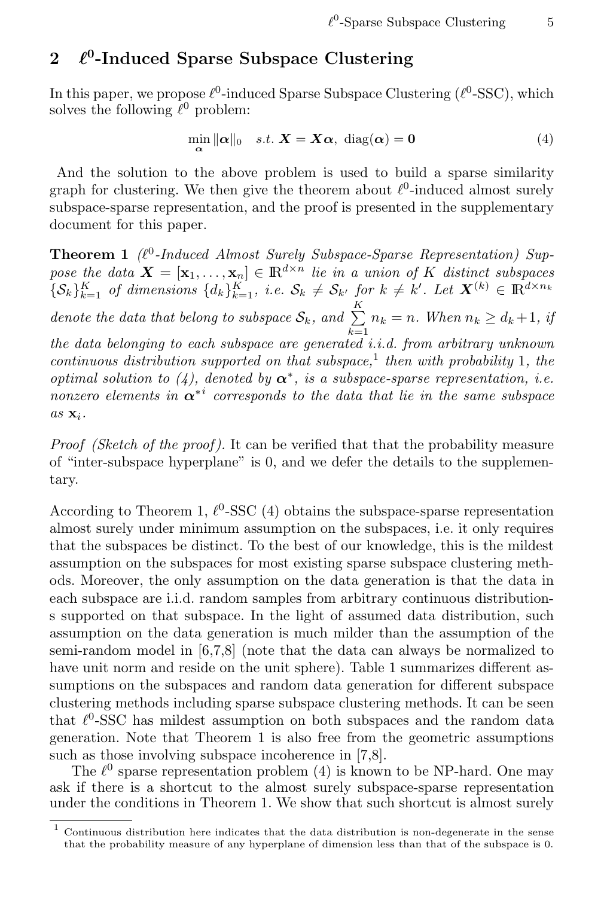## 2 $\ell^0$-Induced Sparse Subspace Clustering

In this paper, we propose $\ell^0$-induced Sparse Subspace Clustering ($\ell^0$-SSC), which solves the following $\ell^0$ problem:

$$\min_{\boldsymbol{\alpha}} \|\boldsymbol{\alpha}\|_0 \quad s.t.\ \boldsymbol{X} = \boldsymbol{X}\boldsymbol{\alpha},\ \mathrm{diag}(\boldsymbol{\alpha}) = \mathbf{0} \tag{4}$$

And the solution to the above problem is used to build a sparse similarity graph for clustering. We then give the theorem about $\ell^0$-induced almost surely subspace-sparse representation, and the proof is presented in the supplementary document for this paper.

**Theorem 1** *($\ell^0$-Induced Almost Surely Subspace-Sparse Representation) Suppose the data $\boldsymbol{X} = [\mathbf{x}_1, \ldots, \mathbf{x}_n] \in \mathbb{R}^{d \times n}$ lie in a union of $K$ distinct subspaces $\{\mathcal{S}_k\}_{k=1}^K$ of dimensions $\{d_k\}_{k=1}^K$, i.e. $\mathcal{S}_k \neq \mathcal{S}_{k'}$ for $k \neq k'$. Let $\boldsymbol{X}^{(k)} \in \mathbb{R}^{d \times n_k}$ denote the data that belong to subspace $\mathcal{S}_k$, and $\sum\limits_{k=1}^{K} n_k = n$. When $n_k \geq d_k + 1$, if the data belonging to each subspace are generated i.i.d. from arbitrary unknown continuous distribution supported on that subspace,[1] then with probability 1, the optimal solution to (4), denoted by $\boldsymbol{\alpha}^*$, is a subspace-sparse representation, i.e. nonzero elements in $\boldsymbol{\alpha}^{*i}$ corresponds to the data that lie in the same subspace as $\mathbf{x}_i$.*

*Proof (Sketch of the proof).* It can be verified that that the probability measure of "inter-subspace hyperplane" is 0, and we defer the details to the supplementary.

According to Theorem 1, $\ell^0$-SSC (4) obtains the subspace-sparse representation almost surely under minimum assumption on the subspaces, i.e. it only requires that the subspaces be distinct. To the best of our knowledge, this is the mildest assumption on the subspaces for most existing sparse subspace clustering methods. Moreover, the only assumption on the data generation is that the data in each subspace are i.i.d. random samples from arbitrary continuous distributions supported on that subspace. In the light of assumed data distribution, such assumption on the data generation is much milder than the assumption of the semi-random model in [6,7,8] (note that the data can always be normalized to have unit norm and reside on the unit sphere). Table 1 summarizes different assumptions on the subspaces and random data generation for different subspace clustering methods including sparse subspace clustering methods. It can be seen that $\ell^0$-SSC has mildest assumption on both subspaces and the random data generation. Note that Theorem 1 is also free from the geometric assumptions such as those involving subspace incoherence in [7,8].

The $\ell^0$ sparse representation problem (4) is known to be NP-hard. One may ask if there is a shortcut to the almost surely subspace-sparse representation under the conditions in Theorem 1. We show that such shortcut is almost surely

[1] Continuous distribution here indicates that the data distribution is non-degenerate in the sense that the probability measure of any hyperplane of dimension less than that of the subspace is 0.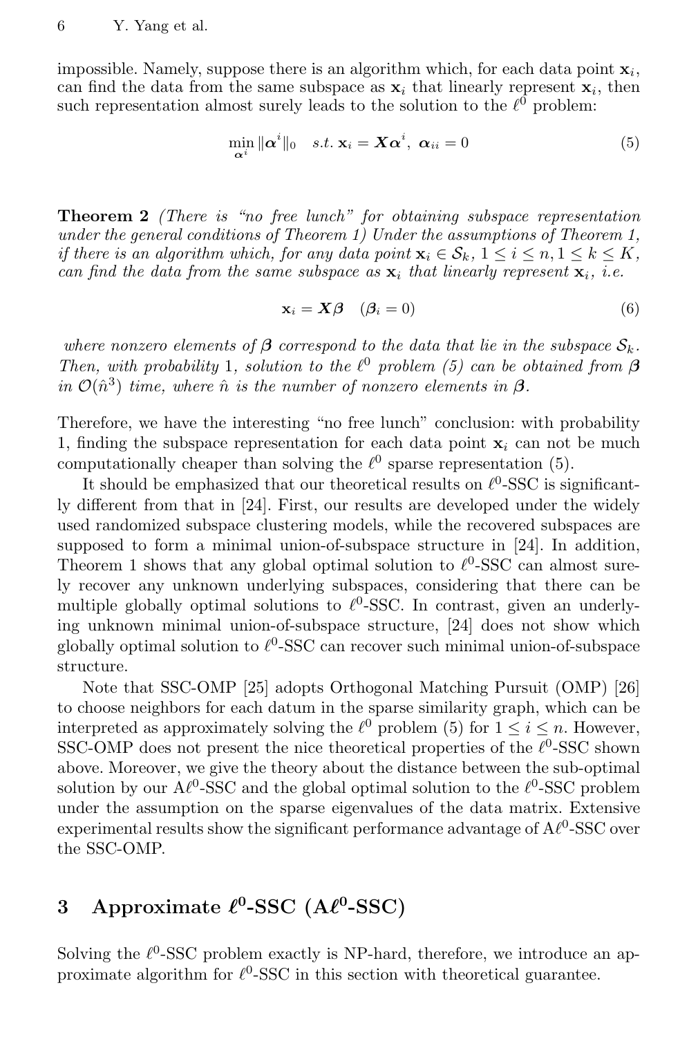impossible. Namely, suppose there is an algorithm which, for each data point $\mathbf{x}_i$, can find the data from the same subspace as $\mathbf{x}_i$ that linearly represent $\mathbf{x}_i$, then such representation almost surely leads to the solution to the $\ell^0$ problem:

$$\min_{\boldsymbol{\alpha}^i} \|\boldsymbol{\alpha}^i\|_0 \quad s.t. \ \mathbf{x}_i = \boldsymbol{X}\boldsymbol{\alpha}^i, \ \boldsymbol{\alpha}_{ii} = 0 \tag{5}$$

**Theorem 2** *(There is "no free lunch" for obtaining subspace representation under the general conditions of Theorem 1) Under the assumptions of Theorem 1, if there is an algorithm which, for any data point $\mathbf{x}_i \in \mathcal{S}_k$, $1 \le i \le n, 1 \le k \le K$, can find the data from the same subspace as $\mathbf{x}_i$ that linearly represent $\mathbf{x}_i$, i.e.*

$$\mathbf{x}_i = \boldsymbol{X}\boldsymbol{\beta} \quad (\boldsymbol{\beta}_i = 0) \tag{6}$$

*where nonzero elements of $\boldsymbol{\beta}$ correspond to the data that lie in the subspace $\mathcal{S}_k$. Then, with probability 1, solution to the $\ell^0$ problem (5) can be obtained from $\boldsymbol{\beta}$ in $\mathcal{O}(\hat{n}^3)$ time, where $\hat{n}$ is the number of nonzero elements in $\boldsymbol{\beta}$.*

Therefore, we have the interesting "no free lunch" conclusion: with probability 1, finding the subspace representation for each data point $\mathbf{x}_i$ can not be much computationally cheaper than solving the $\ell^0$ sparse representation (5).

It should be emphasized that our theoretical results on $\ell^0$-SSC is significantly different from that in [24]. First, our results are developed under the widely used randomized subspace clustering models, while the recovered subspaces are supposed to form a minimal union-of-subspace structure in [24]. In addition, Theorem 1 shows that any global optimal solution to $\ell^0$-SSC can almost surely recover any unknown underlying subspaces, considering that there can be multiple globally optimal solutions to $\ell^0$-SSC. In contrast, given an underlying unknown minimal union-of-subspace structure, [24] does not show which globally optimal solution to $\ell^0$-SSC can recover such minimal union-of-subspace structure.

Note that SSC-OMP [25] adopts Orthogonal Matching Pursuit (OMP) [26] to choose neighbors for each datum in the sparse similarity graph, which can be interpreted as approximately solving the $\ell^0$ problem (5) for $1 \le i \le n$. However, SSC-OMP does not present the nice theoretical properties of the $\ell^0$-SSC shown above. Moreover, we give the theory about the distance between the sub-optimal solution by our A$\ell^0$-SSC and the global optimal solution to the $\ell^0$-SSC problem under the assumption on the sparse eigenvalues of the data matrix. Extensive experimental results show the significant performance advantage of A$\ell^0$-SSC over the SSC-OMP.

## 3 Approximate $\ell^0$-SSC (A$\ell^0$-SSC)

Solving the $\ell^0$-SSC problem exactly is NP-hard, therefore, we introduce an approximate algorithm for $\ell^0$-SSC in this section with theoretical guarantee.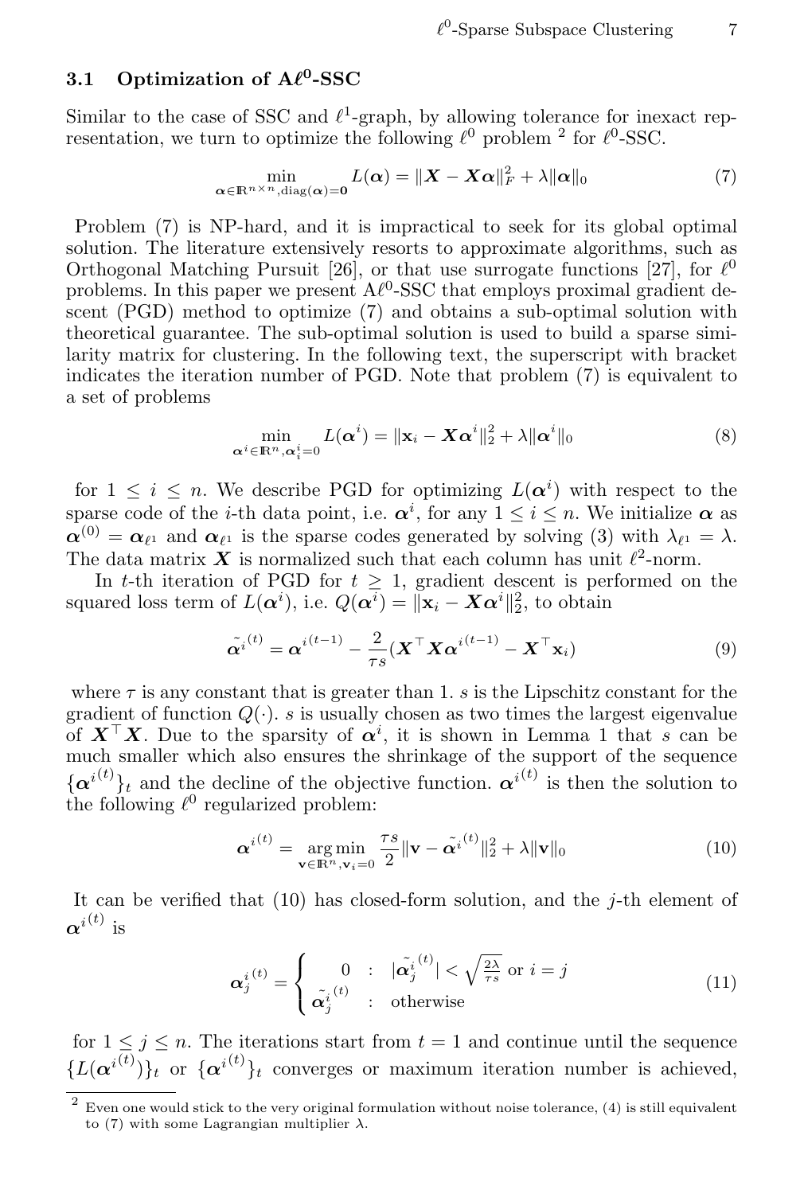### 3.1 Optimization of A$\ell^0$-SSC

Similar to the case of SSC and $\ell^1$-graph, by allowing tolerance for inexact representation, we turn to optimize the following $\ell^0$ problem [2] for $\ell^0$-SSC.

$$\min_{\boldsymbol{\alpha} \in \mathbb{R}^{n \times n}, \operatorname{diag}(\boldsymbol{\alpha}) = \mathbf{0}} L(\boldsymbol{\alpha}) = \|\boldsymbol{X} - \boldsymbol{X}\boldsymbol{\alpha}\|_F^2 + \lambda \|\boldsymbol{\alpha}\|_0 \tag{7}$$

Problem (7) is NP-hard, and it is impractical to seek for its global optimal solution. The literature extensively resorts to approximate algorithms, such as Orthogonal Matching Pursuit [26], or that use surrogate functions [27], for $\ell^0$ problems. In this paper we present A$\ell^0$-SSC that employs proximal gradient descent (PGD) method to optimize (7) and obtains a sub-optimal solution with theoretical guarantee. The sub-optimal solution is used to build a sparse similarity matrix for clustering. In the following text, the superscript with bracket indicates the iteration number of PGD. Note that problem (7) is equivalent to a set of problems

$$\min_{\boldsymbol{\alpha}^i \in \mathbb{R}^n, \boldsymbol{\alpha}^i_i = 0} L(\boldsymbol{\alpha}^i) = \|\mathbf{x}_i - \boldsymbol{X}\boldsymbol{\alpha}^i\|_2^2 + \lambda \|\boldsymbol{\alpha}^i\|_0 \tag{8}$$

for $1 \le i \le n$. We describe PGD for optimizing $L(\boldsymbol{\alpha}^i)$ with respect to the sparse code of the $i$-th data point, i.e. $\boldsymbol{\alpha}^i$, for any $1 \le i \le n$. We initialize $\boldsymbol{\alpha}$ as $\boldsymbol{\alpha}^{(0)} = \boldsymbol{\alpha}_{\ell^1}$ and $\boldsymbol{\alpha}_{\ell^1}$ is the sparse codes generated by solving (3) with $\lambda_{\ell^1} = \lambda$. The data matrix $\boldsymbol{X}$ is normalized such that each column has unit $\ell^2$-norm.

In $t$-th iteration of PGD for $t \ge 1$, gradient descent is performed on the squared loss term of $L(\boldsymbol{\alpha}^i)$, i.e. $Q(\boldsymbol{\alpha}^i) = \|\mathbf{x}_i - \boldsymbol{X}\boldsymbol{\alpha}^i\|_2^2$, to obtain

$$\tilde{\boldsymbol{\alpha}^i}^{(t)} = {\boldsymbol{\alpha}^i}^{(t-1)} - \frac{2}{\tau s}(\boldsymbol{X}^\top \boldsymbol{X} {\boldsymbol{\alpha}^i}^{(t-1)} - \boldsymbol{X}^\top \mathbf{x}_i) \tag{9}$$

where $\tau$ is any constant that is greater than 1. $s$ is the Lipschitz constant for the gradient of function $Q(\cdot)$. $s$ is usually chosen as two times the largest eigenvalue of $\boldsymbol{X}^\top \boldsymbol{X}$. Due to the sparsity of $\boldsymbol{\alpha}^i$, it is shown in Lemma 1 that $s$ can be much smaller which also ensures the shrinkage of the support of the sequence $\{{\boldsymbol{\alpha}^i}^{(t)}\}_t$ and the decline of the objective function. ${\boldsymbol{\alpha}^i}^{(t)}$ is then the solution to the following $\ell^0$ regularized problem:

$${\boldsymbol{\alpha}^i}^{(t)} = \operatorname*{arg\,min}_{\mathbf{v} \in \mathbb{R}^n, \mathbf{v}_i = 0} \frac{\tau s}{2} \|\mathbf{v} - \tilde{\boldsymbol{\alpha}^i}^{(t)}\|_2^2 + \lambda \|\mathbf{v}\|_0 \tag{10}$$

It can be verified that (10) has closed-form solution, and the $j$-th element of ${\boldsymbol{\alpha}^i}^{(t)}$ is

$${\boldsymbol{\alpha}^i_j}^{(t)} = \begin{cases} 0 & : \ |\tilde{\boldsymbol{\alpha}^i_j}^{(t)}| < \sqrt{\frac{2\lambda}{\tau s}} \text{ or } i = j \\ \tilde{\boldsymbol{\alpha}^i_j}^{(t)} & : \ \text{otherwise} \end{cases} \tag{11}$$

for $1 \le j \le n$. The iterations start from $t = 1$ and continue until the sequence $\{L({\boldsymbol{\alpha}^i}^{(t)})\}_t$ or $\{{\boldsymbol{\alpha}^i}^{(t)}\}_t$ converges or maximum iteration number is achieved,

---

[2] Even one would stick to the very original formulation without noise tolerance, (4) is still equivalent to (7) with some Lagrangian multiplier $\lambda$.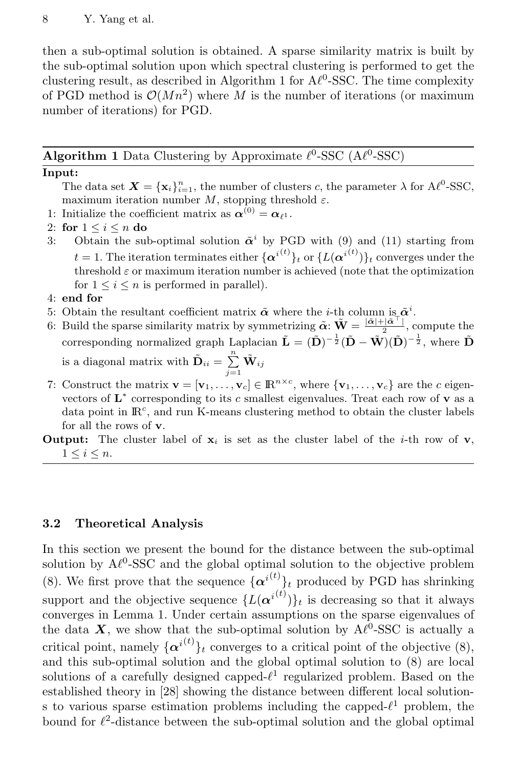then a sub-optimal solution is obtained. A sparse similarity matrix is built by the sub-optimal solution upon which spectral clustering is performed to get the clustering result, as described in Algorithm 1 for A$\ell^0$-SSC. The time complexity of PGD method is $\mathcal{O}(Mn^2)$ where $M$ is the number of iterations (or maximum number of iterations) for PGD.

---

**Algorithm 1** Data Clustering by Approximate $\ell^0$-SSC (A$\ell^0$-SSC)

---

**Input:**

The data set $\boldsymbol{X} = \{\mathbf{x}_i\}_{i=1}^n$, the number of clusters $c$, the parameter $\lambda$ for A$\ell^0$-SSC, maximum iteration number $M$, stopping threshold $\varepsilon$.

1: Initialize the coefficient matrix as $\boldsymbol{\alpha}^{(0)} = \boldsymbol{\alpha}_{\ell^1}$.

2: **for** $1 \le i \le n$ **do**

3: Obtain the sub-optimal solution $\tilde{\boldsymbol{\alpha}}^i$ by PGD with (9) and (11) starting from $t = 1$. The iteration terminates either $\{{\boldsymbol{\alpha}^i}^{(t)}\}_t$ or $\{L({\boldsymbol{\alpha}^i}^{(t)})\}_t$ converges under the threshold $\varepsilon$ or maximum iteration number is achieved (note that the optimization for $1 \le i \le n$ is performed in parallel).

4: **end for**

5: Obtain the resultant coefficient matrix $\tilde{\boldsymbol{\alpha}}$ where the $i$-th column is $\tilde{\boldsymbol{\alpha}}^i$.

6: Build the sparse similarity matrix by symmetrizing $\tilde{\boldsymbol{\alpha}}$: $\tilde{\mathbf{W}} = \frac{|\tilde{\boldsymbol{\alpha}}| + |\tilde{\boldsymbol{\alpha}}^\top|}{2}$, compute the corresponding normalized graph Laplacian $\tilde{\mathbf{L}} = (\tilde{\mathbf{D}})^{-\frac{1}{2}}(\tilde{\mathbf{D}} - \tilde{\mathbf{W}})(\tilde{\mathbf{D}})^{-\frac{1}{2}}$, where $\tilde{\mathbf{D}}$ is a diagonal matrix with $\tilde{\mathbf{D}}_{ii} = \sum\limits_{j=1}^{n} \tilde{\mathbf{W}}_{ij}$

7: Construct the matrix $\mathbf{v} = [\mathbf{v}_1, \ldots, \mathbf{v}_c] \in \mathbb{R}^{n \times c}$, where $\{\mathbf{v}_1, \ldots, \mathbf{v}_c\}$ are the $c$ eigenvectors of $\mathbf{L}^*$ corresponding to its $c$ smallest eigenvalues. Treat each row of $\mathbf{v}$ as a data point in $\mathbb{R}^c$, and run K-means clustering method to obtain the cluster labels for all the rows of $\mathbf{v}$.

**Output:** The cluster label of $\mathbf{x}_i$ is set as the cluster label of the $i$-th row of $\mathbf{v}$, $1 \le i \le n$.

---

### 3.2 Theoretical Analysis

In this section we present the bound for the distance between the sub-optimal solution by A$\ell^0$-SSC and the global optimal solution to the objective problem (8). We first prove that the sequence $\{{\boldsymbol{\alpha}^i}^{(t)}\}_t$ produced by PGD has shrinking support and the objective sequence $\{L({\boldsymbol{\alpha}^i}^{(t)})\}_t$ is decreasing so that it always converges in Lemma 1. Under certain assumptions on the sparse eigenvalues of the data $\boldsymbol{X}$, we show that the sub-optimal solution by A$\ell^0$-SSC is actually a critical point, namely $\{{\boldsymbol{\alpha}^i}^{(t)}\}_t$ converges to a critical point of the objective (8), and this sub-optimal solution and the global optimal solution to (8) are local solutions of a carefully designed capped-$\ell^1$ regularized problem. Based on the established theory in [28] showing the distance between different local solutions to various sparse estimation problems including the capped-$\ell^1$ problem, the bound for $\ell^2$-distance between the sub-optimal solution and the global optimal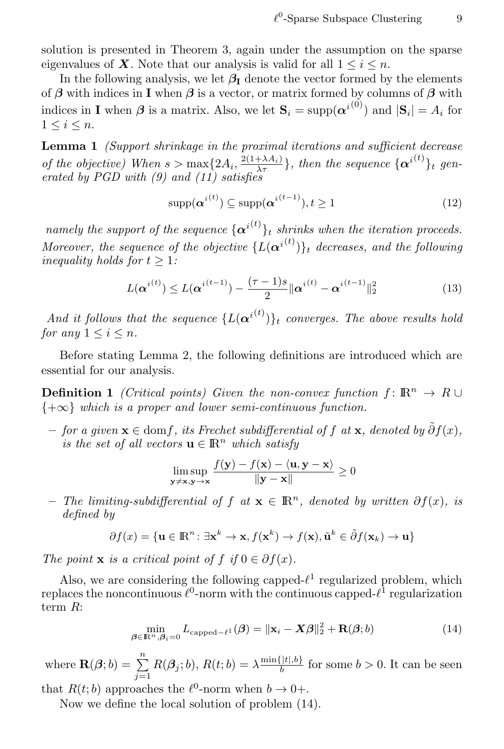solution is presented in Theorem 3, again under the assumption on the sparse eigenvalues of $\boldsymbol{X}$. Note that our analysis is valid for all $1 \le i \le n$.

In the following analysis, we let $\boldsymbol{\beta}_{\mathbf{I}}$ denote the vector formed by the elements of $\boldsymbol{\beta}$ with indices in $\mathbf{I}$ when $\boldsymbol{\beta}$ is a vector, or matrix formed by columns of $\boldsymbol{\beta}$ with indices in $\mathbf{I}$ when $\boldsymbol{\beta}$ is a matrix. Also, we let $\mathbf{S}_i = \mathrm{supp}(\boldsymbol{\alpha}^{i^{(0)}})$ and $|\mathbf{S}_i| = A_i$ for $1 \le i \le n$.

**Lemma 1** *(Support shrinkage in the proximal iterations and sufficient decrease of the objective) When $s > \max\{2A_i, \frac{2(1+\lambda A_i)}{\lambda \tau}\}$, then the sequence $\{\boldsymbol{\alpha}^{i^{(t)}}\}_t$ generated by PGD with (9) and (11) satisfies*

$$\mathrm{supp}(\boldsymbol{\alpha}^{i^{(t)}}) \subseteq \mathrm{supp}(\boldsymbol{\alpha}^{i^{(t-1)}}), t \ge 1 \tag{12}$$

*namely the support of the sequence $\{\boldsymbol{\alpha}^{i^{(t)}}\}_t$ shrinks when the iteration proceeds. Moreover, the sequence of the objective $\{L(\boldsymbol{\alpha}^{i^{(t)}})\}_t$ decreases, and the following inequality holds for $t \ge 1$:*

$$L(\boldsymbol{\alpha}^{i^{(t)}}) \le L(\boldsymbol{\alpha}^{i^{(t-1)}}) - \frac{(\tau-1)s}{2}\|\boldsymbol{\alpha}^{i^{(t)}} - \boldsymbol{\alpha}^{i^{(t-1)}}\|_2^2 \tag{13}$$

*And it follows that the sequence $\{L(\boldsymbol{\alpha}^{i^{(t)}})\}_t$ converges. The above results hold for any $1 \le i \le n$.*

Before stating Lemma 2, the following definitions are introduced which are essential for our analysis.

**Definition 1** *(Critical points) Given the non-convex function $f \colon \mathbb{R}^n \to R \cup \{+\infty\}$ which is a proper and lower semi-continuous function.*

- *for a given $\mathbf{x} \in \mathrm{dom} f$, its Frechet subdifferential of $f$ at $\mathbf{x}$, denoted by $\tilde{\partial} f(x)$, is the set of all vectors $\mathbf{u} \in \mathbb{R}^n$ which satisfy*

$$\limsup_{\mathbf{y} \neq \mathbf{x}, \mathbf{y} \to \mathbf{x}} \frac{f(\mathbf{y}) - f(\mathbf{x}) - \langle \mathbf{u}, \mathbf{y} - \mathbf{x} \rangle}{\|\mathbf{y} - \mathbf{x}\|} \ge 0$$

- *The limiting-subdifferential of $f$ at $\mathbf{x} \in \mathbb{R}^n$, denoted by written $\partial f(x)$, is defined by*

$$\partial f(x) = \{\mathbf{u} \in \mathbb{R}^n \colon \exists \mathbf{x}^k \to \mathbf{x}, f(\mathbf{x}^k) \to f(\mathbf{x}), \tilde{\mathbf{u}}^k \in \tilde{\partial} f(\mathbf{x}_k) \to \mathbf{u}\}$$

*The point $\mathbf{x}$ is a critical point of $f$ if $0 \in \partial f(x)$.*

Also, we are considering the following capped-$\ell^1$ regularized problem, which replaces the noncontinuous $\ell^0$-norm with the continuous capped-$\ell^1$ regularization term $R$:

$$\min_{\boldsymbol{\beta} \in \mathbb{R}^n, \boldsymbol{\beta}_i = 0} L_{\mathrm{capped}-\ell^1}(\boldsymbol{\beta}) = \|\mathbf{x}_i - \boldsymbol{X}\boldsymbol{\beta}\|_2^2 + \mathbf{R}(\boldsymbol{\beta}; b) \tag{14}$$

where $\mathbf{R}(\boldsymbol{\beta}; b) = \sum_{j=1}^{n} R(\boldsymbol{\beta}_j; b)$, $R(t; b) = \lambda \frac{\min\{|t|, b\}}{b}$ for some $b > 0$. It can be seen that $R(t; b)$ approaches the $\ell^0$-norm when $b \to 0+$.

Now we define the local solution of problem (14).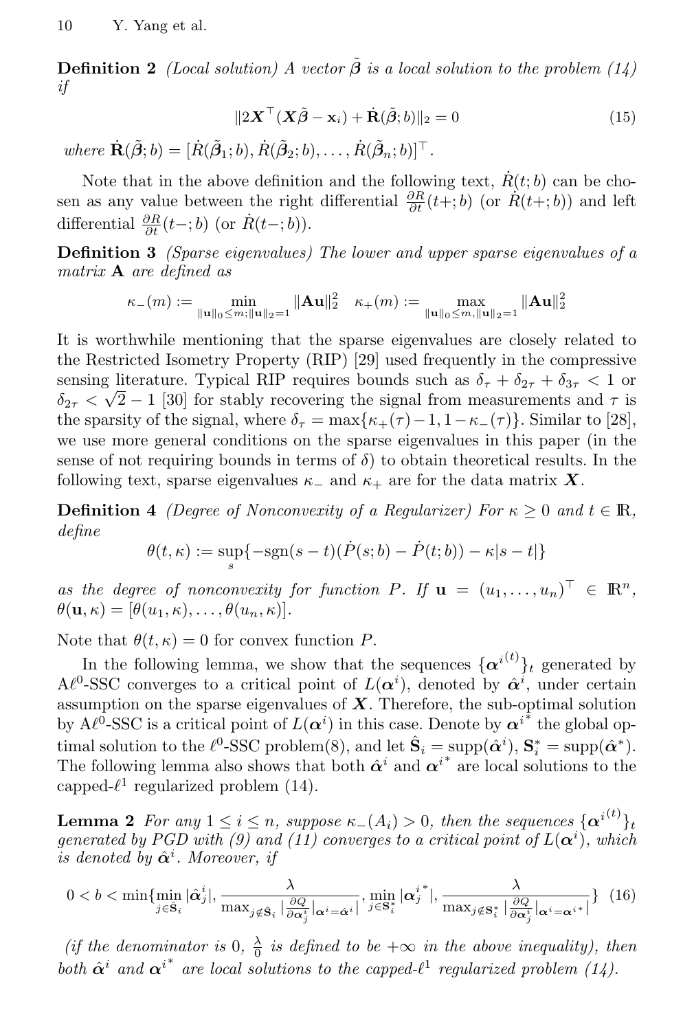**Definition 2** *(Local solution) A vector $\tilde{\boldsymbol{\beta}}$ is a local solution to the problem (14) if*

$$\|2\boldsymbol{X}^\top(\boldsymbol{X}\tilde{\boldsymbol{\beta}} - \mathbf{x}_i) + \dot{\mathbf{R}}(\tilde{\boldsymbol{\beta}}; b)\|_2 = 0 \tag{15}$$

*where* $\dot{\mathbf{R}}(\tilde{\boldsymbol{\beta}}; b) = [\dot{R}(\tilde{\boldsymbol{\beta}}_1; b), \dot{R}(\tilde{\boldsymbol{\beta}}_2; b), \ldots, \dot{R}(\tilde{\boldsymbol{\beta}}_n; b)]^\top$.

Note that in the above definition and the following text, $\dot{R}(t; b)$ can be chosen as any value between the right differential $\frac{\partial R}{\partial t}(t+; b)$ (or $\dot{R}(t+; b)$) and left differential $\frac{\partial R}{\partial t}(t-; b)$ (or $\dot{R}(t-; b)$).

**Definition 3** *(Sparse eigenvalues) The lower and upper sparse eigenvalues of a matrix $\mathbf{A}$ are defined as*

$$\kappa_-(m) := \min_{\|\mathbf{u}\|_0 \le m; \|\mathbf{u}\|_2 = 1} \|\mathbf{A}\mathbf{u}\|_2^2 \quad \kappa_+(m) := \max_{\|\mathbf{u}\|_0 \le m, \|\mathbf{u}\|_2 = 1} \|\mathbf{A}\mathbf{u}\|_2^2$$

It is worthwhile mentioning that the sparse eigenvalues are closely related to the Restricted Isometry Property (RIP) [29] used frequently in the compressive sensing literature. Typical RIP requires bounds such as $\delta_\tau + \delta_{2\tau} + \delta_{3\tau} < 1$ or $\delta_{2\tau} < \sqrt{2} - 1$ [30] for stably recovering the signal from measurements and $\tau$ is the sparsity of the signal, where $\delta_\tau = \max\{\kappa_+(\tau) - 1, 1 - \kappa_-(\tau)\}$. Similar to [28], we use more general conditions on the sparse eigenvalues in this paper (in the sense of not requiring bounds in terms of $\delta$) to obtain theoretical results. In the following text, sparse eigenvalues $\kappa_-$ and $\kappa_+$ are for the data matrix $\boldsymbol{X}$.

**Definition 4** *(Degree of Nonconvexity of a Regularizer) For $\kappa \ge 0$ and $t \in \mathbb{R}$, define*

$$\theta(t, \kappa) := \sup_s \{-\mathrm{sgn}(s - t)(\dot{P}(s; b) - \dot{P}(t; b)) - \kappa|s - t|\}$$

*as the degree of nonconvexity for function $P$. If $\mathbf{u} = (u_1, \ldots, u_n)^\top \in \mathbb{R}^n$, $\theta(\mathbf{u}, \kappa) = [\theta(u_1, \kappa), \ldots, \theta(u_n, \kappa)]$.*

Note that $\theta(t, \kappa) = 0$ for convex function $P$.

In the following lemma, we show that the sequences $\{\boldsymbol{\alpha}^{i^{(t)}}\}_t$ generated by A$\ell^0$-SSC converges to a critical point of $L(\boldsymbol{\alpha}^i)$, denoted by $\hat{\boldsymbol{\alpha}}^i$, under certain assumption on the sparse eigenvalues of $\boldsymbol{X}$. Therefore, the sub-optimal solution by A$\ell^0$-SSC is a critical point of $L(\boldsymbol{\alpha}^i)$ in this case. Denote by $\boldsymbol{\alpha}^{i^*}$ the global optimal solution to the $\ell^0$-SSC problem(8), and let $\hat{\mathbf{S}}_i = \mathrm{supp}(\hat{\boldsymbol{\alpha}}^i)$, $\mathbf{S}_i^* = \mathrm{supp}(\hat{\boldsymbol{\alpha}}^*)$. The following lemma also shows that both $\hat{\boldsymbol{\alpha}}^i$ and $\boldsymbol{\alpha}^{i^*}$ are local solutions to the capped-$\ell^1$ regularized problem (14).

**Lemma 2** *For any $1 \le i \le n$, suppose $\kappa_-(A_i) > 0$, then the sequences $\{\boldsymbol{\alpha}^{i^{(t)}}\}_t$ generated by PGD with (9) and (11) converges to a critical point of $L(\boldsymbol{\alpha}^i)$, which is denoted by $\hat{\boldsymbol{\alpha}}^i$. Moreover, if*

$$0 < b < \min\{\min_{j \in \hat{\mathbf{S}}_i} |\hat{\boldsymbol{\alpha}}_j^i|, \frac{\lambda}{\max_{j \notin \hat{\mathbf{S}}_i} |\frac{\partial Q}{\partial \boldsymbol{\alpha}_j^i}|_{\boldsymbol{\alpha}^i = \hat{\boldsymbol{\alpha}}^i}|}, \min_{j \in \mathbf{S}_i^*} |\boldsymbol{\alpha}_j^{i^*}|, \frac{\lambda}{\max_{j \notin \mathbf{S}_i^*} |\frac{\partial Q}{\partial \boldsymbol{\alpha}_j^i}|_{\boldsymbol{\alpha}^i = \boldsymbol{\alpha}^{i^*}}|}\} \tag{16}$$

*(if the denominator is 0, $\frac{\lambda}{0}$ is defined to be $+\infty$ in the above inequality), then both $\hat{\boldsymbol{\alpha}}^i$ and $\boldsymbol{\alpha}^{i^*}$ are local solutions to the capped-$\ell^1$ regularized problem (14).*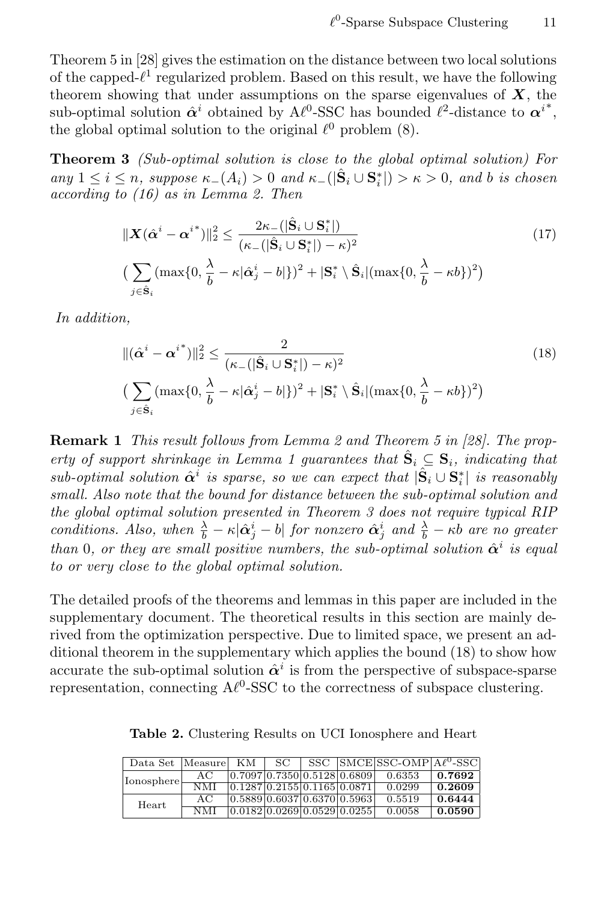Theorem 5 in [28] gives the estimation on the distance between two local solutions of the capped-$\ell^1$ regularized problem. Based on this result, we have the following theorem showing that under assumptions on the sparse eigenvalues of $\boldsymbol{X}$, the sub-optimal solution $\hat{\boldsymbol{\alpha}}^i$ obtained by A$\ell^0$-SSC has bounded $\ell^2$-distance to $\boldsymbol{\alpha}^{i^*}$, the global optimal solution to the original $\ell^0$ problem (8).

**Theorem 3** *(Sub-optimal solution is close to the global optimal solution) For any $1 \le i \le n$, suppose $\kappa_-(A_i) > 0$ and $\kappa_-(|\hat{\mathbf{S}}_i \cup \mathbf{S}_i^*|) > \kappa > 0$, and $b$ is chosen according to (16) as in Lemma 2. Then*

$$
\|\boldsymbol{X}(\hat{\boldsymbol{\alpha}}^i - \boldsymbol{\alpha}^{i^*})\|_2^2 \le \frac{2\kappa_-(|\hat{\mathbf{S}}_i \cup \mathbf{S}_i^*|)}{(\kappa_-(|\hat{\mathbf{S}}_i \cup \mathbf{S}_i^*|) - \kappa)^2} \Big( \sum_{j \in \hat{\mathbf{S}}_i} (\max\{0, \frac{\lambda}{b} - \kappa|\hat{\boldsymbol{\alpha}}_j^i - b|\})^2 + |\mathbf{S}_i^* \setminus \hat{\mathbf{S}}_i| (\max\{0, \frac{\lambda}{b} - \kappa b\})^2 \Big) \tag{17}
$$

*In addition,*

$$
\|(\hat{\boldsymbol{\alpha}}^i - \boldsymbol{\alpha}^{i^*})\|_2^2 \le \frac{2}{(\kappa_-(|\hat{\mathbf{S}}_i \cup \mathbf{S}_i^*|) - \kappa)^2} \Big( \sum_{j \in \hat{\mathbf{S}}_i} (\max\{0, \frac{\lambda}{b} - \kappa|\hat{\boldsymbol{\alpha}}_j^i - b|\})^2 + |\mathbf{S}_i^* \setminus \hat{\mathbf{S}}_i| (\max\{0, \frac{\lambda}{b} - \kappa b\})^2 \Big) \tag{18}
$$

**Remark 1** *This result follows from Lemma 2 and Theorem 5 in [28]. The property of support shrinkage in Lemma 1 guarantees that $\hat{\mathbf{S}}_i \subseteq \mathbf{S}_i$, indicating that sub-optimal solution $\hat{\boldsymbol{\alpha}}^i$ is sparse, so we can expect that $|\hat{\mathbf{S}}_i \cup \mathbf{S}_i^*|$ is reasonably small. Also note that the bound for distance between the sub-optimal solution and the global optimal solution presented in Theorem 3 does not require typical RIP conditions. Also, when $\frac{\lambda}{b} - \kappa|\hat{\boldsymbol{\alpha}}_j^i - b|$ for nonzero $\hat{\boldsymbol{\alpha}}_j^i$ and $\frac{\lambda}{b} - \kappa b$ are no greater than 0, or they are small positive numbers, the sub-optimal solution $\hat{\boldsymbol{\alpha}}^i$ is equal to or very close to the global optimal solution.*

The detailed proofs of the theorems and lemmas in this paper are included in the supplementary document. The theoretical results in this section are mainly derived from the optimization perspective. Due to limited space, we present an additional theorem in the supplementary which applies the bound (18) to show how accurate the sub-optimal solution $\hat{\boldsymbol{\alpha}}^i$ is from the perspective of subspace-sparse representation, connecting A$\ell^0$-SSC to the correctness of subspace clustering.

**Table 2.** Clustering Results on UCI Ionosphere and Heart

| Data Set | Measure | KM | SC | SSC | SMCE | SSC-OMP | A$\ell^0$-SSC |
|---|---|---|---|---|---|---|---|
| Ionosphere | AC | 0.7097 | 0.7350 | 0.5128 | 0.6809 | 0.6353 | **0.7692** |
| | NMI | 0.1287 | 0.2155 | 0.1165 | 0.0871 | 0.0299 | **0.2609** |
| Heart | AC | 0.5889 | 0.6037 | 0.6370 | 0.5963 | 0.5519 | **0.6444** |
| | NMI | 0.0182 | 0.0269 | 0.0529 | 0.0255 | 0.0058 | **0.0590** |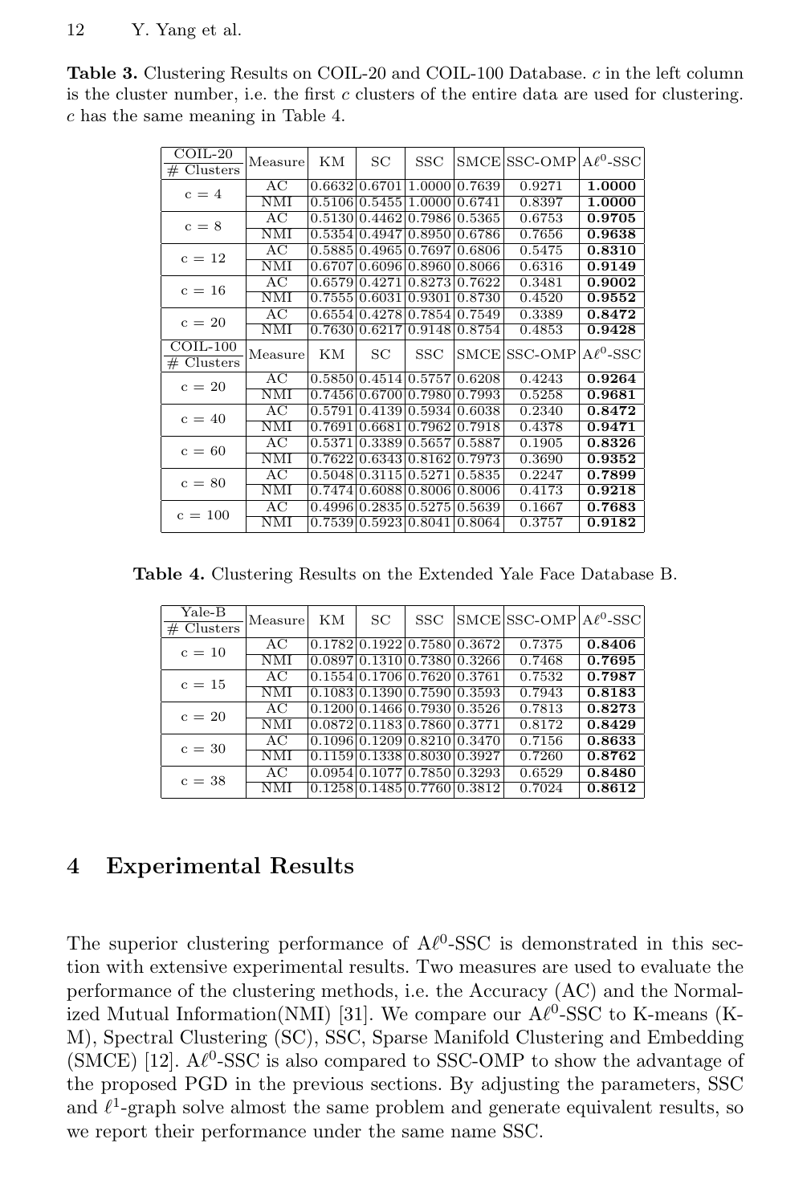**Table 3.** Clustering Results on COIL-20 and COIL-100 Database. $c$ in the left column is the cluster number, i.e. the first $c$ clusters of the entire data are used for clustering. $c$ has the same meaning in Table 4.

| COIL-20 / # Clusters | Measure | KM | SC | SSC | SMCE | SSC-OMP | A$\ell^0$-SSC |
|---|---|---|---|---|---|---|---|
| c = 4 | AC | 0.6632 | 0.6701 | 1.0000 | 0.7639 | 0.9271 | **1.0000** |
| | NMI | 0.5106 | 0.5455 | 1.0000 | 0.6741 | 0.8397 | **1.0000** |
| c = 8 | AC | 0.5130 | 0.4462 | 0.7986 | 0.5365 | 0.6753 | **0.9705** |
| | NMI | 0.5354 | 0.4947 | 0.8950 | 0.6786 | 0.7656 | **0.9638** |
| c = 12 | AC | 0.5885 | 0.4965 | 0.7697 | 0.6806 | 0.5475 | **0.8310** |
| | NMI | 0.6707 | 0.6096 | 0.8960 | 0.8066 | 0.6316 | **0.9149** |
| c = 16 | AC | 0.6579 | 0.4271 | 0.8273 | 0.7622 | 0.3481 | **0.9002** |
| | NMI | 0.7555 | 0.6031 | 0.9301 | 0.8730 | 0.4520 | **0.9552** |
| c = 20 | AC | 0.6554 | 0.4278 | 0.7854 | 0.7549 | 0.3389 | **0.8472** |
| | NMI | 0.7630 | 0.6217 | 0.9148 | 0.8754 | 0.4853 | **0.9428** |
| **COIL-100 / # Clusters** | **Measure** | **KM** | **SC** | **SSC** | **SMCE** | **SSC-OMP** | **A$\ell^0$-SSC** |
| c = 20 | AC | 0.5850 | 0.4514 | 0.5757 | 0.6208 | 0.4243 | **0.9264** |
| | NMI | 0.7456 | 0.6700 | 0.7980 | 0.7993 | 0.5258 | **0.9681** |
| c = 40 | AC | 0.5791 | 0.4139 | 0.5934 | 0.6038 | 0.2340 | **0.8472** |
| | NMI | 0.7691 | 0.6681 | 0.7962 | 0.7918 | 0.4378 | **0.9471** |
| c = 60 | AC | 0.5371 | 0.3389 | 0.5657 | 0.5887 | 0.1905 | **0.8326** |
| | NMI | 0.7622 | 0.6343 | 0.8162 | 0.7973 | 0.3690 | **0.9352** |
| c = 80 | AC | 0.5048 | 0.3115 | 0.5271 | 0.5835 | 0.2247 | **0.7899** |
| | NMI | 0.7474 | 0.6088 | 0.8006 | 0.8006 | 0.4173 | **0.9218** |
| c = 100 | AC | 0.4996 | 0.2835 | 0.5275 | 0.5639 | 0.1667 | **0.7683** |
| | NMI | 0.7539 | 0.5923 | 0.8041 | 0.8064 | 0.3757 | **0.9182** |

**Table 4.** Clustering Results on the Extended Yale Face Database B.

| Yale-B / # Clusters | Measure | KM | SC | SSC | SMCE | SSC-OMP | A$\ell^0$-SSC |
|---|---|---|---|---|---|---|---|
| c = 10 | AC | 0.1782 | 0.1922 | 0.7580 | 0.3672 | 0.7375 | **0.8406** |
| | NMI | 0.0897 | 0.1310 | 0.7380 | 0.3266 | 0.7468 | **0.7695** |
| c = 15 | AC | 0.1554 | 0.1706 | 0.7620 | 0.3761 | 0.7532 | **0.7987** |
| | NMI | 0.1083 | 0.1390 | 0.7590 | 0.3593 | 0.7943 | **0.8183** |
| c = 20 | AC | 0.1200 | 0.1466 | 0.7930 | 0.3526 | 0.7813 | **0.8273** |
| | NMI | 0.0872 | 0.1183 | 0.7860 | 0.3771 | 0.8172 | **0.8429** |
| c = 30 | AC | 0.1096 | 0.1209 | 0.8210 | 0.3470 | 0.7156 | **0.8633** |
| | NMI | 0.1159 | 0.1338 | 0.8030 | 0.3927 | 0.7260 | **0.8762** |
| c = 38 | AC | 0.0954 | 0.1077 | 0.7850 | 0.3293 | 0.6529 | **0.8480** |
| | NMI | 0.1258 | 0.1485 | 0.7760 | 0.3812 | 0.7024 | **0.8612** |

## 4 Experimental Results

The superior clustering performance of A$\ell^0$-SSC is demonstrated in this section with extensive experimental results. Two measures are used to evaluate the performance of the clustering methods, i.e. the Accuracy (AC) and the Normalized Mutual Information(NMI) [31]. We compare our A$\ell^0$-SSC to K-means (K-M), Spectral Clustering (SC), SSC, Sparse Manifold Clustering and Embedding (SMCE) [12]. A$\ell^0$-SSC is also compared to SSC-OMP to show the advantage of the proposed PGD in the previous sections. By adjusting the parameters, SSC and $\ell^1$-graph solve almost the same problem and generate equivalent results, so we report their performance under the same name SSC.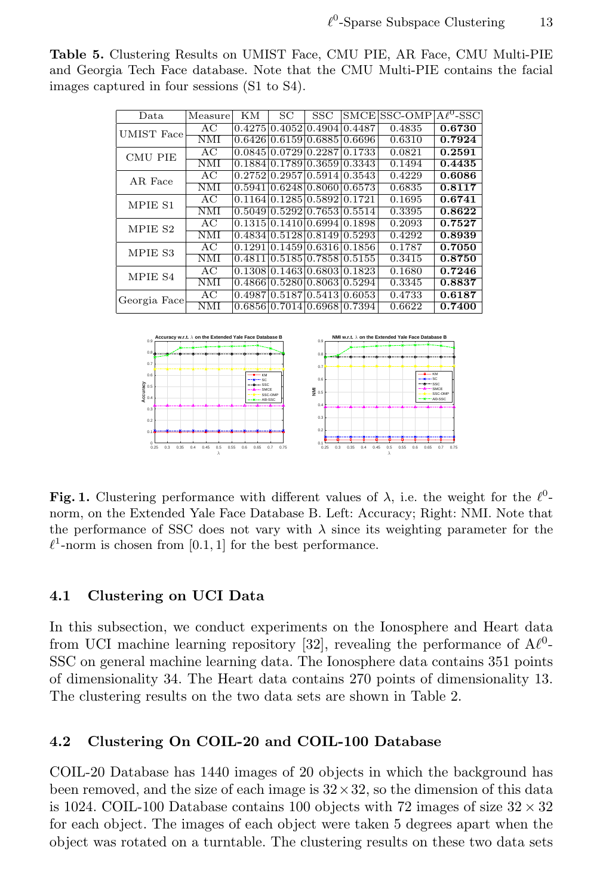**Table 5.** Clustering Results on UMIST Face, CMU PIE, AR Face, CMU Multi-PIE and Georgia Tech Face database. Note that the CMU Multi-PIE contains the facial images captured in four sessions (S1 to S4).

| Data | Measure | KM | SC | SSC | SMCE | SSC-OMP | A$\ell^0$-SSC |
|---|---|---|---|---|---|---|---|
| UMIST Face | AC | 0.4275 | 0.4052 | 0.4904 | 0.4487 | 0.4835 | **0.6730** |
| | NMI | 0.6426 | 0.6159 | 0.6885 | 0.6696 | 0.6310 | **0.7924** |
| CMU PIE | AC | 0.0845 | 0.0729 | 0.2287 | 0.1733 | 0.0821 | **0.2591** |
| | NMI | 0.1884 | 0.1789 | 0.3659 | 0.3343 | 0.1494 | **0.4435** |
| AR Face | AC | 0.2752 | 0.2957 | 0.5914 | 0.3543 | 0.4229 | **0.6086** |
| | NMI | 0.5941 | 0.6248 | 0.8060 | 0.6573 | 0.6835 | **0.8117** |
| MPIE S1 | AC | 0.1164 | 0.1285 | 0.5892 | 0.1721 | 0.1695 | **0.6741** |
| | NMI | 0.5049 | 0.5292 | 0.7653 | 0.5514 | 0.3395 | **0.8622** |
| MPIE S2 | AC | 0.1315 | 0.1410 | 0.6994 | 0.1898 | 0.2093 | **0.7527** |
| | NMI | 0.4834 | 0.5128 | 0.8149 | 0.5293 | 0.4292 | **0.8939** |
| MPIE S3 | AC | 0.1291 | 0.1459 | 0.6316 | 0.1856 | 0.1787 | **0.7050** |
| | NMI | 0.4811 | 0.5185 | 0.7858 | 0.5155 | 0.3415 | **0.8750** |
| MPIE S4 | AC | 0.1308 | 0.1463 | 0.6803 | 0.1823 | 0.1680 | **0.7246** |
| | NMI | 0.4866 | 0.5280 | 0.8063 | 0.5294 | 0.3345 | **0.8837** |
| Georgia Face | AC | 0.4987 | 0.5187 | 0.5413 | 0.6053 | 0.4733 | **0.6187** |
| | NMI | 0.6856 | 0.7014 | 0.6968 | 0.7394 | 0.6622 | **0.7400** |

**Fig. 1.** Clustering performance with different values of $\lambda$, i.e. the weight for the $\ell^0$-norm, on the Extended Yale Face Database B. Left: Accuracy; Right: NMI. Note that the performance of SSC does not vary with $\lambda$ since its weighting parameter for the $\ell^1$-norm is chosen from $[0.1, 1]$ for the best performance.

### 4.1 Clustering on UCI Data

In this subsection, we conduct experiments on the Ionosphere and Heart data from UCI machine learning repository [32], revealing the performance of A$\ell^0$-SSC on general machine learning data. The Ionosphere data contains 351 points of dimensionality 34. The Heart data contains 270 points of dimensionality 13. The clustering results on the two data sets are shown in Table 2.

### 4.2 Clustering On COIL-20 and COIL-100 Database

COIL-20 Database has 1440 images of 20 objects in which the background has been removed, and the size of each image is $32 \times 32$, so the dimension of this data is 1024. COIL-100 Database contains 100 objects with 72 images of size $32 \times 32$ for each object. The images of each object were taken 5 degrees apart when the object was rotated on a turntable. The clustering results on these two data sets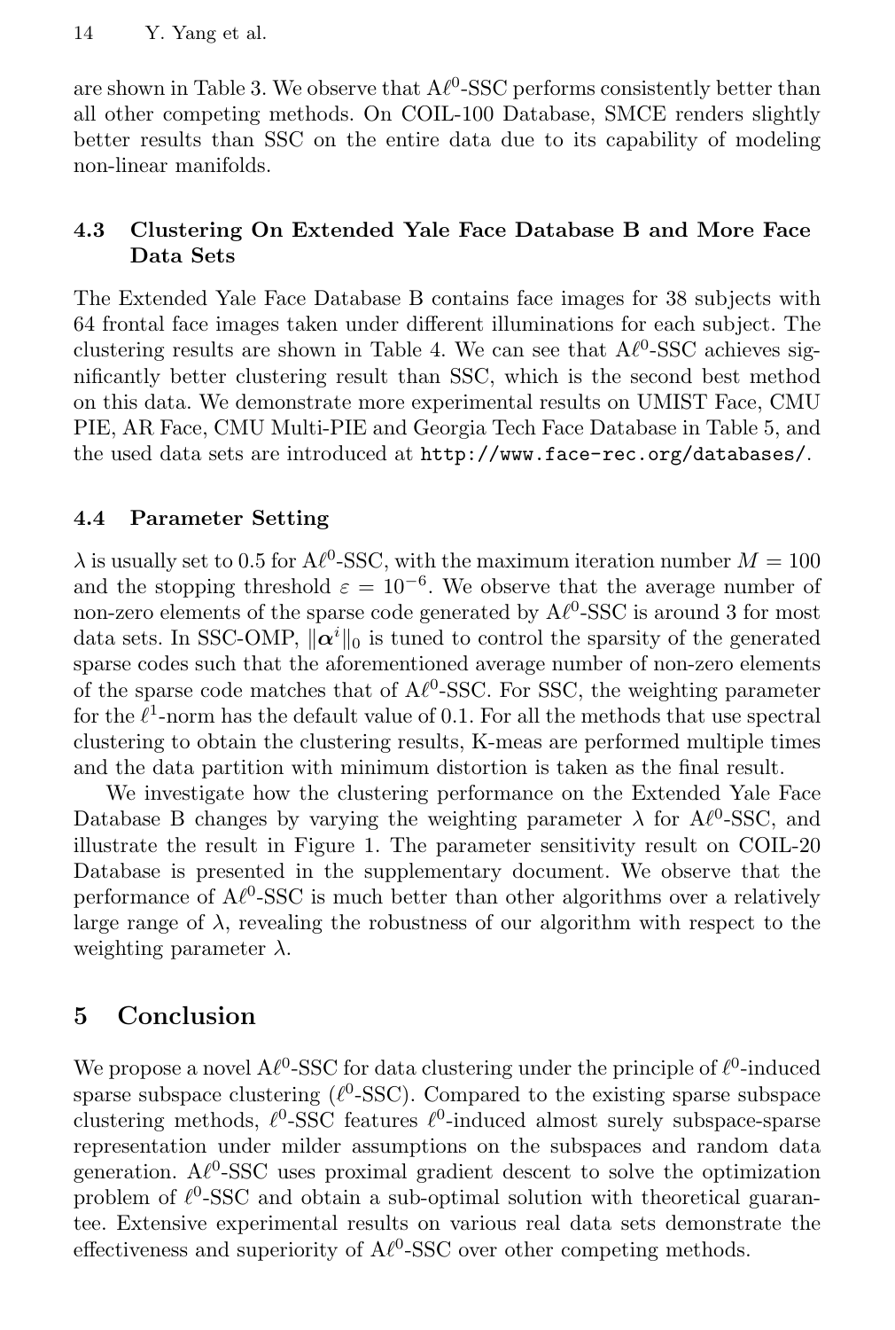are shown in Table 3. We observe that A$\ell^0$-SSC performs consistently better than all other competing methods. On COIL-100 Database, SMCE renders slightly better results than SSC on the entire data due to its capability of modeling non-linear manifolds.

### 4.3 Clustering On Extended Yale Face Database B and More Face Data Sets

The Extended Yale Face Database B contains face images for 38 subjects with 64 frontal face images taken under different illuminations for each subject. The clustering results are shown in Table 4. We can see that A$\ell^0$-SSC achieves significantly better clustering result than SSC, which is the second best method on this data. We demonstrate more experimental results on UMIST Face, CMU PIE, AR Face, CMU Multi-PIE and Georgia Tech Face Database in Table 5, and the used data sets are introduced at `http://www.face-rec.org/databases/`.

### 4.4 Parameter Setting

$\lambda$ is usually set to 0.5 for A$\ell^0$-SSC, with the maximum iteration number $M = 100$ and the stopping threshold $\varepsilon = 10^{-6}$. We observe that the average number of non-zero elements of the sparse code generated by A$\ell^0$-SSC is around 3 for most data sets. In SSC-OMP, $\|\boldsymbol{\alpha}^i\|_0$ is tuned to control the sparsity of the generated sparse codes such that the aforementioned average number of non-zero elements of the sparse code matches that of A$\ell^0$-SSC. For SSC, the weighting parameter for the $\ell^1$-norm has the default value of 0.1. For all the methods that use spectral clustering to obtain the clustering results, K-meas are performed multiple times and the data partition with minimum distortion is taken as the final result.

We investigate how the clustering performance on the Extended Yale Face Database B changes by varying the weighting parameter $\lambda$ for A$\ell^0$-SSC, and illustrate the result in Figure 1. The parameter sensitivity result on COIL-20 Database is presented in the supplementary document. We observe that the performance of A$\ell^0$-SSC is much better than other algorithms over a relatively large range of $\lambda$, revealing the robustness of our algorithm with respect to the weighting parameter $\lambda$.

## 5 Conclusion

We propose a novel A$\ell^0$-SSC for data clustering under the principle of $\ell^0$-induced sparse subspace clustering ($\ell^0$-SSC). Compared to the existing sparse subspace clustering methods, $\ell^0$-SSC features $\ell^0$-induced almost surely subspace-sparse representation under milder assumptions on the subspaces and random data generation. A$\ell^0$-SSC uses proximal gradient descent to solve the optimization problem of $\ell^0$-SSC and obtain a sub-optimal solution with theoretical guarantee. Extensive experimental results on various real data sets demonstrate the effectiveness and superiority of A$\ell^0$-SSC over other competing methods.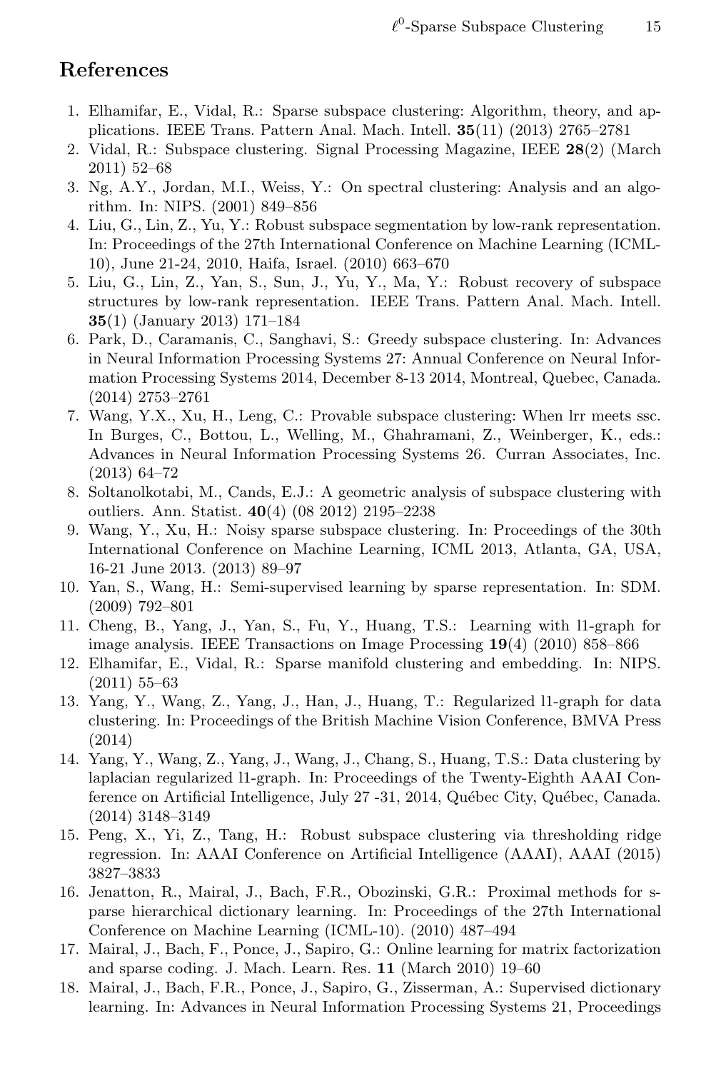## References

1. Elhamifar, E., Vidal, R.: Sparse subspace clustering: Algorithm, theory, and applications. IEEE Trans. Pattern Anal. Mach. Intell. **35**(11) (2013) 2765–2781
2. Vidal, R.: Subspace clustering. Signal Processing Magazine, IEEE **28**(2) (March 2011) 52–68
3. Ng, A.Y., Jordan, M.I., Weiss, Y.: On spectral clustering: Analysis and an algorithm. In: NIPS. (2001) 849–856
4. Liu, G., Lin, Z., Yu, Y.: Robust subspace segmentation by low-rank representation. In: Proceedings of the 27th International Conference on Machine Learning (ICML-10), June 21-24, 2010, Haifa, Israel. (2010) 663–670
5. Liu, G., Lin, Z., Yan, S., Sun, J., Yu, Y., Ma, Y.: Robust recovery of subspace structures by low-rank representation. IEEE Trans. Pattern Anal. Mach. Intell. **35**(1) (January 2013) 171–184
6. Park, D., Caramanis, C., Sanghavi, S.: Greedy subspace clustering. In: Advances in Neural Information Processing Systems 27: Annual Conference on Neural Information Processing Systems 2014, December 8-13 2014, Montreal, Quebec, Canada. (2014) 2753–2761
7. Wang, Y.X., Xu, H., Leng, C.: Provable subspace clustering: When lrr meets ssc. In Burges, C., Bottou, L., Welling, M., Ghahramani, Z., Weinberger, K., eds.: Advances in Neural Information Processing Systems 26. Curran Associates, Inc. (2013) 64–72
8. Soltanolkotabi, M., Cands, E.J.: A geometric analysis of subspace clustering with outliers. Ann. Statist. **40**(4) (08 2012) 2195–2238
9. Wang, Y., Xu, H.: Noisy sparse subspace clustering. In: Proceedings of the 30th International Conference on Machine Learning, ICML 2013, Atlanta, GA, USA, 16-21 June 2013. (2013) 89–97
10. Yan, S., Wang, H.: Semi-supervised learning by sparse representation. In: SDM. (2009) 792–801
11. Cheng, B., Yang, J., Yan, S., Fu, Y., Huang, T.S.: Learning with l1-graph for image analysis. IEEE Transactions on Image Processing **19**(4) (2010) 858–866
12. Elhamifar, E., Vidal, R.: Sparse manifold clustering and embedding. In: NIPS. (2011) 55–63
13. Yang, Y., Wang, Z., Yang, J., Han, J., Huang, T.: Regularized l1-graph for data clustering. In: Proceedings of the British Machine Vision Conference, BMVA Press (2014)
14. Yang, Y., Wang, Z., Yang, J., Wang, J., Chang, S., Huang, T.S.: Data clustering by laplacian regularized l1-graph. In: Proceedings of the Twenty-Eighth AAAI Conference on Artificial Intelligence, July 27 -31, 2014, Québec City, Québec, Canada. (2014) 3148–3149
15. Peng, X., Yi, Z., Tang, H.: Robust subspace clustering via thresholding ridge regression. In: AAAI Conference on Artificial Intelligence (AAAI), AAAI (2015) 3827–3833
16. Jenatton, R., Mairal, J., Bach, F.R., Obozinski, G.R.: Proximal methods for sparse hierarchical dictionary learning. In: Proceedings of the 27th International Conference on Machine Learning (ICML-10). (2010) 487–494
17. Mairal, J., Bach, F., Ponce, J., Sapiro, G.: Online learning for matrix factorization and sparse coding. J. Mach. Learn. Res. **11** (March 2010) 19–60
18. Mairal, J., Bach, F.R., Ponce, J., Sapiro, G., Zisserman, A.: Supervised dictionary learning. In: Advances in Neural Information Processing Systems 21, Proceedings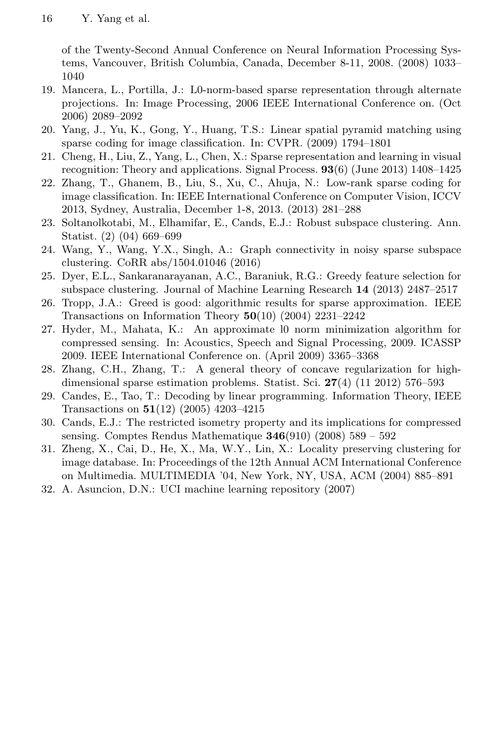of the Twenty-Second Annual Conference on Neural Information Processing Systems, Vancouver, British Columbia, Canada, December 8-11, 2008. (2008) 1033–1040

19. Mancera, L., Portilla, J.: L0-norm-based sparse representation through alternate projections. In: Image Processing, 2006 IEEE International Conference on. (Oct 2006) 2089–2092
20. Yang, J., Yu, K., Gong, Y., Huang, T.S.: Linear spatial pyramid matching using sparse coding for image classification. In: CVPR. (2009) 1794–1801
21. Cheng, H., Liu, Z., Yang, L., Chen, X.: Sparse representation and learning in visual recognition: Theory and applications. Signal Process. **93**(6) (June 2013) 1408–1425
22. Zhang, T., Ghanem, B., Liu, S., Xu, C., Ahuja, N.: Low-rank sparse coding for image classification. In: IEEE International Conference on Computer Vision, ICCV 2013, Sydney, Australia, December 1-8, 2013. (2013) 281–288
23. Soltanolkotabi, M., Elhamifar, E., Cands, E.J.: Robust subspace clustering. Ann. Statist. (2) (04) 669–699
24. Wang, Y., Wang, Y.X., Singh, A.: Graph connectivity in noisy sparse subspace clustering. CoRR abs/1504.01046 (2016)
25. Dyer, E.L., Sankaranarayanan, A.C., Baraniuk, R.G.: Greedy feature selection for subspace clustering. Journal of Machine Learning Research **14** (2013) 2487–2517
26. Tropp, J.A.: Greed is good: algorithmic results for sparse approximation. IEEE Transactions on Information Theory **50**(10) (2004) 2231–2242
27. Hyder, M., Mahata, K.: An approximate l0 norm minimization algorithm for compressed sensing. In: Acoustics, Speech and Signal Processing, 2009. ICASSP 2009. IEEE International Conference on. (April 2009) 3365–3368
28. Zhang, C.H., Zhang, T.: A general theory of concave regularization for high-dimensional sparse estimation problems. Statist. Sci. **27**(4) (11 2012) 576–593
29. Candes, E., Tao, T.: Decoding by linear programming. Information Theory, IEEE Transactions on **51**(12) (2005) 4203–4215
30. Cands, E.J.: The restricted isometry property and its implications for compressed sensing. Comptes Rendus Mathematique **346**(910) (2008) 589 – 592
31. Zheng, X., Cai, D., He, X., Ma, W.Y., Lin, X.: Locality preserving clustering for image database. In: Proceedings of the 12th Annual ACM International Conference on Multimedia. MULTIMEDIA '04, New York, NY, USA, ACM (2004) 885–891
32. A. Asuncion, D.N.: UCI machine learning repository (2007)